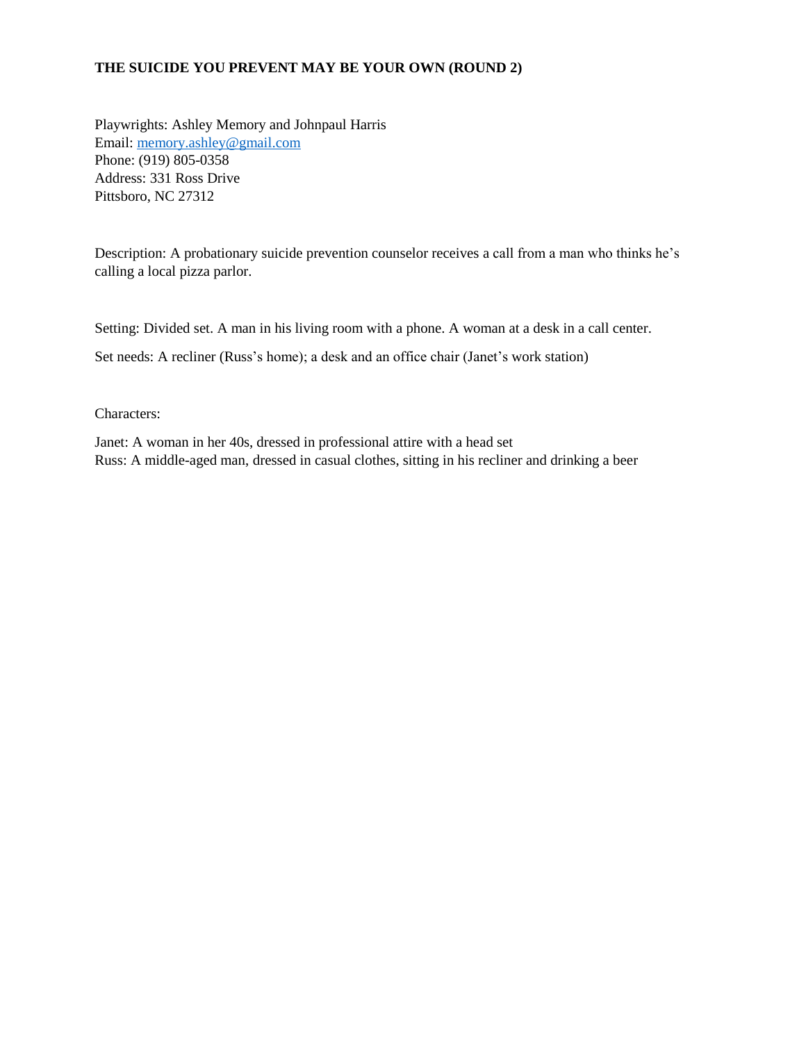**THE SUICIDE YOU PREVENT MAY BE YOUR OWN (ROUND 2)**

Playwrights: Ashley Memory and Johnpaul Harris
Email: memory.ashley@gmail.com
Phone: (919) 805-0358
Address: 331 Ross Drive
Pittsboro, NC 27312

Description: A probationary suicide prevention counselor receives a call from a man who thinks he's calling a local pizza parlor.

Setting: Divided set. A man in his living room with a phone. A woman at a desk in a call center.

Set needs: A recliner (Russ's home); a desk and an office chair (Janet's work station)

Characters:

Janet: A woman in her 40s, dressed in professional attire with a head set
Russ: A middle-aged man, dressed in casual clothes, sitting in his recliner and drinking a beer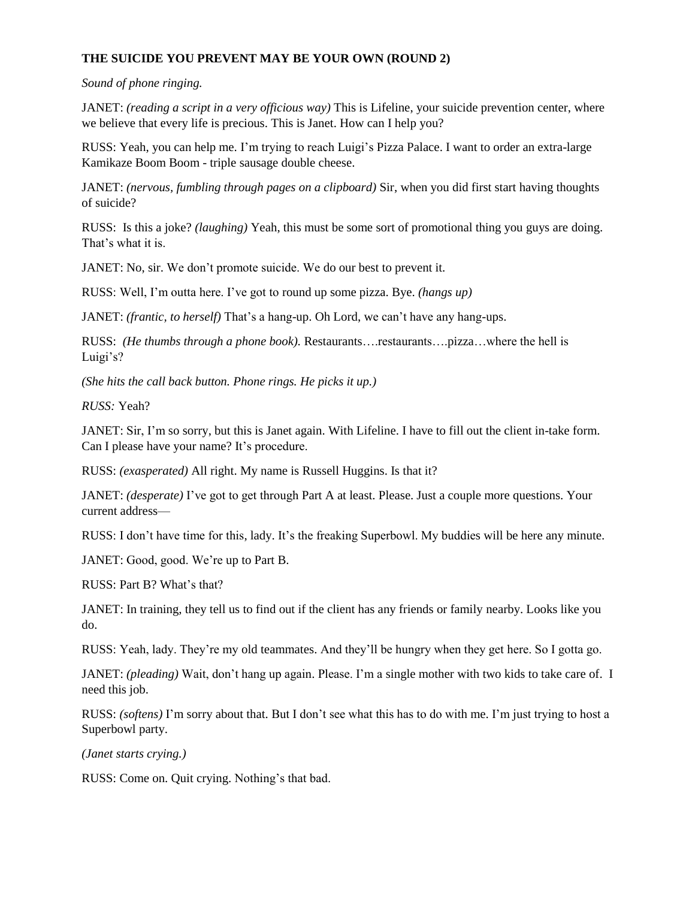**THE SUICIDE YOU PREVENT MAY BE YOUR OWN (ROUND 2)**

*Sound of phone ringing.*

JANET: *(reading a script in a very officious way)* This is Lifeline, your suicide prevention center, where we believe that every life is precious. This is Janet. How can I help you?

RUSS: Yeah, you can help me. I'm trying to reach Luigi's Pizza Palace. I want to order an extra-large Kamikaze Boom Boom - triple sausage double cheese.

JANET: *(nervous, fumbling through pages on a clipboard)* Sir, when you did first start having thoughts of suicide?

RUSS: Is this a joke? *(laughing)* Yeah, this must be some sort of promotional thing you guys are doing. That's what it is.

JANET: No, sir. We don't promote suicide. We do our best to prevent it.

RUSS: Well, I'm outta here. I've got to round up some pizza. Bye. *(hangs up)*

JANET: *(frantic, to herself)* That's a hang-up. Oh Lord, we can't have any hang-ups.

RUSS: *(He thumbs through a phone book).* Restaurants….restaurants….pizza…where the hell is Luigi's?

*(She hits the call back button. Phone rings. He picks it up.)*

*RUSS:* Yeah?

JANET: Sir, I'm so sorry, but this is Janet again. With Lifeline. I have to fill out the client in-take form. Can I please have your name? It's procedure.

RUSS: *(exasperated)* All right. My name is Russell Huggins. Is that it?

JANET: *(desperate)* I've got to get through Part A at least. Please. Just a couple more questions. Your current address—

RUSS: I don't have time for this, lady. It's the freaking Superbowl. My buddies will be here any minute.

JANET: Good, good. We're up to Part B.

RUSS: Part B? What's that?

JANET: In training, they tell us to find out if the client has any friends or family nearby. Looks like you do.

RUSS: Yeah, lady. They're my old teammates. And they'll be hungry when they get here. So I gotta go.

JANET: *(pleading)* Wait, don't hang up again. Please. I'm a single mother with two kids to take care of. I need this job.

RUSS: *(softens)* I'm sorry about that. But I don't see what this has to do with me. I'm just trying to host a Superbowl party.

*(Janet starts crying.)*

RUSS: Come on. Quit crying. Nothing's that bad.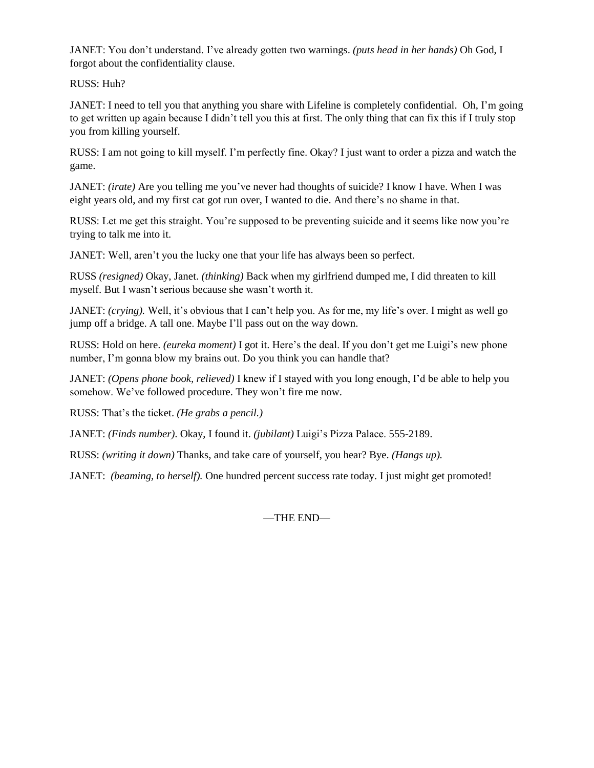JANET: You don’t understand. I’ve already gotten two warnings. *(puts head in her hands)* Oh God, I forgot about the confidentiality clause.

RUSS: Huh?

JANET: I need to tell you that anything you share with Lifeline is completely confidential.  Oh, I’m going to get written up again because I didn’t tell you this at first. The only thing that can fix this if I truly stop you from killing yourself.

RUSS: I am not going to kill myself. I’m perfectly fine. Okay? I just want to order a pizza and watch the game.

JANET: *(irate)* Are you telling me you’ve never had thoughts of suicide? I know I have. When I was eight years old, and my first cat got run over, I wanted to die. And there’s no shame in that.

RUSS: Let me get this straight. You’re supposed to be preventing suicide and it seems like now you’re trying to talk me into it.

JANET: Well, aren’t you the lucky one that your life has always been so perfect.

RUSS *(resigned)* Okay, Janet. *(thinking)* Back when my girlfriend dumped me, I did threaten to kill myself. But I wasn’t serious because she wasn’t worth it.

JANET: *(crying).* Well, it’s obvious that I can’t help you. As for me, my life’s over. I might as well go jump off a bridge. A tall one. Maybe I’ll pass out on the way down.

RUSS: Hold on here. *(eureka moment)* I got it. Here’s the deal. If you don’t get me Luigi’s new phone number, I’m gonna blow my brains out. Do you think you can handle that?

JANET: *(Opens phone book, relieved)* I knew if I stayed with you long enough, I’d be able to help you somehow. We’ve followed procedure. They won’t fire me now.

RUSS: That’s the ticket. *(He grabs a pencil.)*

JANET: *(Finds number)*. Okay, I found it. *(jubilant)* Luigi’s Pizza Palace. 555-2189.

RUSS: *(writing it down)* Thanks, and take care of yourself, you hear? Bye. *(Hangs up).*

JANET:  *(beaming, to herself).* One hundred percent success rate today. I just might get promoted!

—THE END—